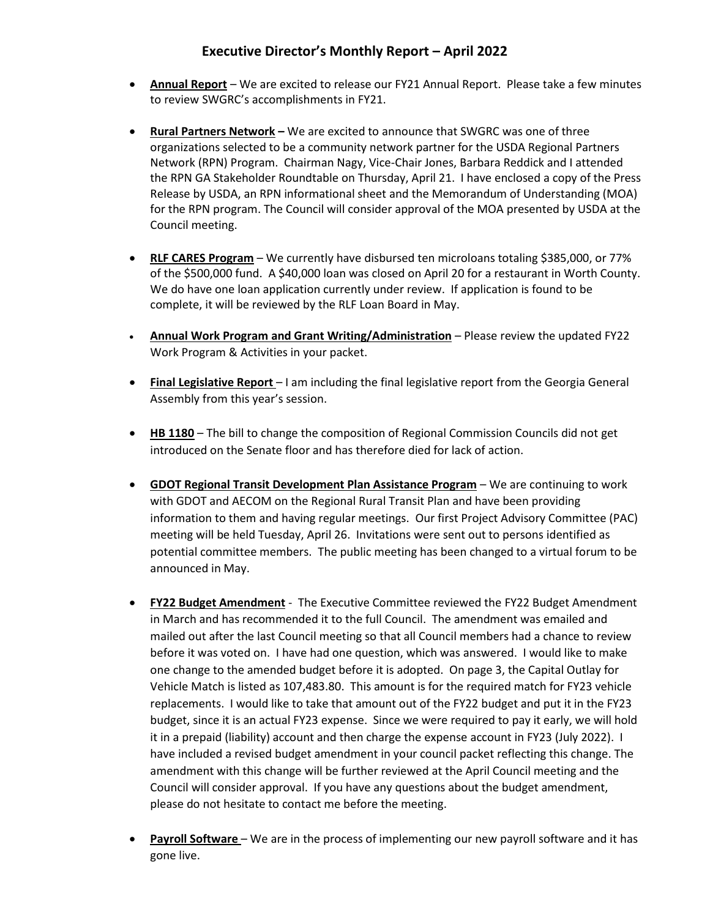# Executive Director's Monthly Report – April 2022

- **Annual Report** – We are excited to release our FY21 Annual Report. Please take a few minutes to review SWGRC's accomplishments in FY21.

- **Rural Partners Network –** We are excited to announce that SWGRC was one of three organizations selected to be a community network partner for the USDA Regional Partners Network (RPN) Program. Chairman Nagy, Vice-Chair Jones, Barbara Reddick and I attended the RPN GA Stakeholder Roundtable on Thursday, April 21. I have enclosed a copy of the Press Release by USDA, an RPN informational sheet and the Memorandum of Understanding (MOA) for the RPN program. The Council will consider approval of the MOA presented by USDA at the Council meeting.

- **RLF CARES Program** – We currently have disbursed ten microloans totaling $385,000, or 77% of the $500,000 fund. A $40,000 loan was closed on April 20 for a restaurant in Worth County. We do have one loan application currently under review. If application is found to be complete, it will be reviewed by the RLF Loan Board in May.

- **Annual Work Program and Grant Writing/Administration** – Please review the updated FY22 Work Program & Activities in your packet.

- **Final Legislative Report** – I am including the final legislative report from the Georgia General Assembly from this year's session.

- **HB 1180** – The bill to change the composition of Regional Commission Councils did not get introduced on the Senate floor and has therefore died for lack of action.

- **GDOT Regional Transit Development Plan Assistance Program** – We are continuing to work with GDOT and AECOM on the Regional Rural Transit Plan and have been providing information to them and having regular meetings. Our first Project Advisory Committee (PAC) meeting will be held Tuesday, April 26. Invitations were sent out to persons identified as potential committee members. The public meeting has been changed to a virtual forum to be announced in May.

- **FY22 Budget Amendment** - The Executive Committee reviewed the FY22 Budget Amendment in March and has recommended it to the full Council. The amendment was emailed and mailed out after the last Council meeting so that all Council members had a chance to review before it was voted on. I have had one question, which was answered. I would like to make one change to the amended budget before it is adopted. On page 3, the Capital Outlay for Vehicle Match is listed as 107,483.80. This amount is for the required match for FY23 vehicle replacements. I would like to take that amount out of the FY22 budget and put it in the FY23 budget, since it is an actual FY23 expense. Since we were required to pay it early, we will hold it in a prepaid (liability) account and then charge the expense account in FY23 (July 2022). I have included a revised budget amendment in your council packet reflecting this change. The amendment with this change will be further reviewed at the April Council meeting and the Council will consider approval. If you have any questions about the budget amendment, please do not hesitate to contact me before the meeting.

- **Payroll Software** – We are in the process of implementing our new payroll software and it has gone live.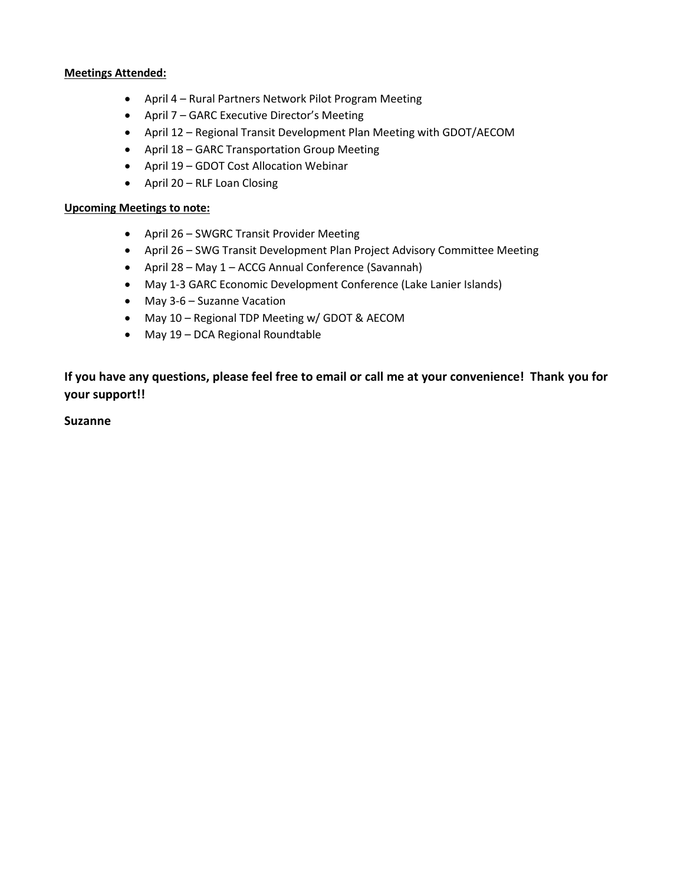**<u>Meetings Attended:</u>**

- April 4 – Rural Partners Network Pilot Program Meeting
- April 7 – GARC Executive Director's Meeting
- April 12 – Regional Transit Development Plan Meeting with GDOT/AECOM
- April 18 – GARC Transportation Group Meeting
- April 19 – GDOT Cost Allocation Webinar
- April 20 – RLF Loan Closing

**<u>Upcoming Meetings to note:</u>**

- April 26 – SWGRC Transit Provider Meeting
- April 26 – SWG Transit Development Plan Project Advisory Committee Meeting
- April 28 – May 1 – ACCG Annual Conference (Savannah)
- May 1-3 GARC Economic Development Conference (Lake Lanier Islands)
- May 3-6 – Suzanne Vacation
- May 10 – Regional TDP Meeting w/ GDOT & AECOM
- May 19 – DCA Regional Roundtable

**If you have any questions, please feel free to email or call me at your convenience! Thank you for your support!!**

**Suzanne**